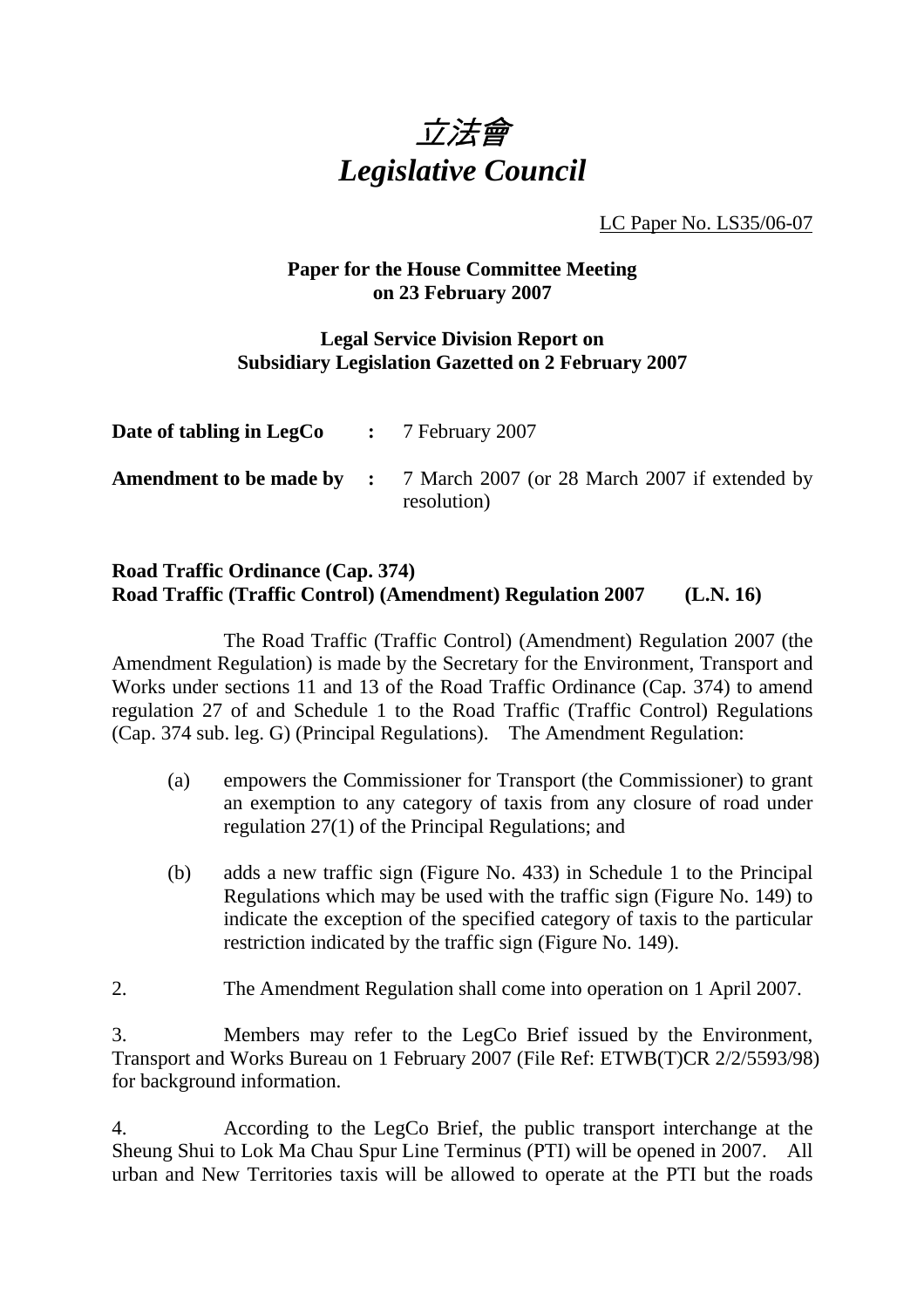# *立法會*
# *Legislative Council*

LC Paper No. LS35/06-07

**Paper for the House Committee Meeting on 23 February 2007**

**Legal Service Division Report on Subsidiary Legislation Gazetted on 2 February 2007**

| | | |
|---|---|---|
| **Date of tabling in LegCo** | **:** | 7 February 2007 |
| **Amendment to be made by** | **:** | 7 March 2007 (or 28 March 2007 if extended by resolution) |

**Road Traffic Ordinance (Cap. 374)**
**Road Traffic (Traffic Control) (Amendment) Regulation 2007 (L.N. 16)**

The Road Traffic (Traffic Control) (Amendment) Regulation 2007 (the Amendment Regulation) is made by the Secretary for the Environment, Transport and Works under sections 11 and 13 of the Road Traffic Ordinance (Cap. 374) to amend regulation 27 of and Schedule 1 to the Road Traffic (Traffic Control) Regulations (Cap. 374 sub. leg. G) (Principal Regulations). The Amendment Regulation:

(a) empowers the Commissioner for Transport (the Commissioner) to grant an exemption to any category of taxis from any closure of road under regulation 27(1) of the Principal Regulations; and

(b) adds a new traffic sign (Figure No. 433) in Schedule 1 to the Principal Regulations which may be used with the traffic sign (Figure No. 149) to indicate the exception of the specified category of taxis to the particular restriction indicated by the traffic sign (Figure No. 149).

2. The Amendment Regulation shall come into operation on 1 April 2007.

3. Members may refer to the LegCo Brief issued by the Environment, Transport and Works Bureau on 1 February 2007 (File Ref: ETWB(T)CR 2/2/5593/98) for background information.

4. According to the LegCo Brief, the public transport interchange at the Sheung Shui to Lok Ma Chau Spur Line Terminus (PTI) will be opened in 2007. All urban and New Territories taxis will be allowed to operate at the PTI but the roads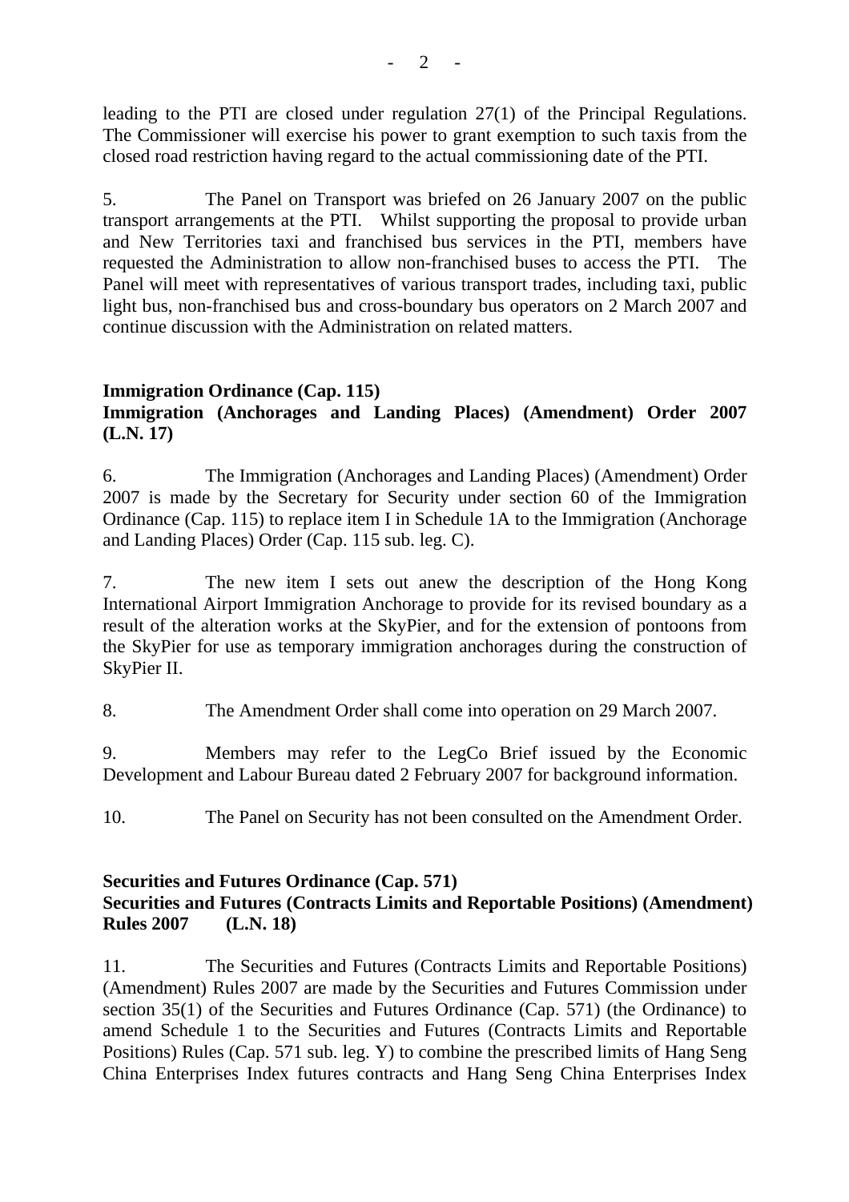leading to the PTI are closed under regulation 27(1) of the Principal Regulations. The Commissioner will exercise his power to grant exemption to such taxis from the closed road restriction having regard to the actual commissioning date of the PTI.

5. The Panel on Transport was briefed on 26 January 2007 on the public transport arrangements at the PTI. Whilst supporting the proposal to provide urban and New Territories taxi and franchised bus services in the PTI, members have requested the Administration to allow non-franchised buses to access the PTI. The Panel will meet with representatives of various transport trades, including taxi, public light bus, non-franchised bus and cross-boundary bus operators on 2 March 2007 and continue discussion with the Administration on related matters.

**Immigration Ordinance (Cap. 115)**
**Immigration (Anchorages and Landing Places) (Amendment) Order 2007 (L.N. 17)**

6. The Immigration (Anchorages and Landing Places) (Amendment) Order 2007 is made by the Secretary for Security under section 60 of the Immigration Ordinance (Cap. 115) to replace item I in Schedule 1A to the Immigration (Anchorage and Landing Places) Order (Cap. 115 sub. leg. C).

7. The new item I sets out anew the description of the Hong Kong International Airport Immigration Anchorage to provide for its revised boundary as a result of the alteration works at the SkyPier, and for the extension of pontoons from the SkyPier for use as temporary immigration anchorages during the construction of SkyPier II.

8. The Amendment Order shall come into operation on 29 March 2007.

9. Members may refer to the LegCo Brief issued by the Economic Development and Labour Bureau dated 2 February 2007 for background information.

10. The Panel on Security has not been consulted on the Amendment Order.

**Securities and Futures Ordinance (Cap. 571)**
**Securities and Futures (Contracts Limits and Reportable Positions) (Amendment) Rules 2007 (L.N. 18)**

11. The Securities and Futures (Contracts Limits and Reportable Positions) (Amendment) Rules 2007 are made by the Securities and Futures Commission under section 35(1) of the Securities and Futures Ordinance (Cap. 571) (the Ordinance) to amend Schedule 1 to the Securities and Futures (Contracts Limits and Reportable Positions) Rules (Cap. 571 sub. leg. Y) to combine the prescribed limits of Hang Seng China Enterprises Index futures contracts and Hang Seng China Enterprises Index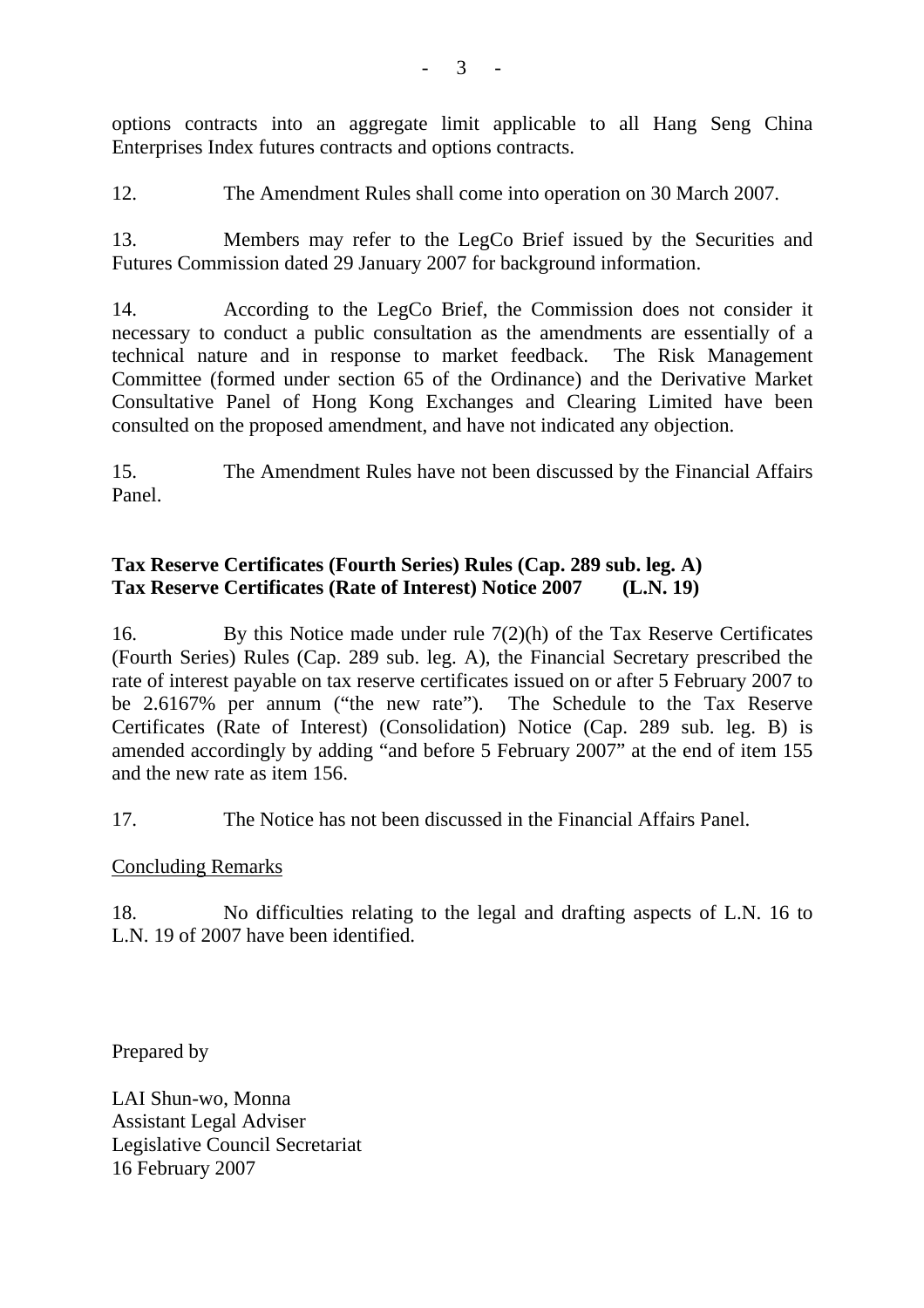options contracts into an aggregate limit applicable to all Hang Seng China Enterprises Index futures contracts and options contracts.

12. The Amendment Rules shall come into operation on 30 March 2007.

13. Members may refer to the LegCo Brief issued by the Securities and Futures Commission dated 29 January 2007 for background information.

14. According to the LegCo Brief, the Commission does not consider it necessary to conduct a public consultation as the amendments are essentially of a technical nature and in response to market feedback. The Risk Management Committee (formed under section 65 of the Ordinance) and the Derivative Market Consultative Panel of Hong Kong Exchanges and Clearing Limited have been consulted on the proposed amendment, and have not indicated any objection.

15. The Amendment Rules have not been discussed by the Financial Affairs Panel.

**Tax Reserve Certificates (Fourth Series) Rules (Cap. 289 sub. leg. A)**
**Tax Reserve Certificates (Rate of Interest) Notice 2007 (L.N. 19)**

16. By this Notice made under rule 7(2)(h) of the Tax Reserve Certificates (Fourth Series) Rules (Cap. 289 sub. leg. A), the Financial Secretary prescribed the rate of interest payable on tax reserve certificates issued on or after 5 February 2007 to be 2.6167% per annum ("the new rate"). The Schedule to the Tax Reserve Certificates (Rate of Interest) (Consolidation) Notice (Cap. 289 sub. leg. B) is amended accordingly by adding "and before 5 February 2007" at the end of item 155 and the new rate as item 156.

17. The Notice has not been discussed in the Financial Affairs Panel.

<u>Concluding Remarks</u>

18. No difficulties relating to the legal and drafting aspects of L.N. 16 to L.N. 19 of 2007 have been identified.

Prepared by

LAI Shun-wo, Monna
Assistant Legal Adviser
Legislative Council Secretariat
16 February 2007